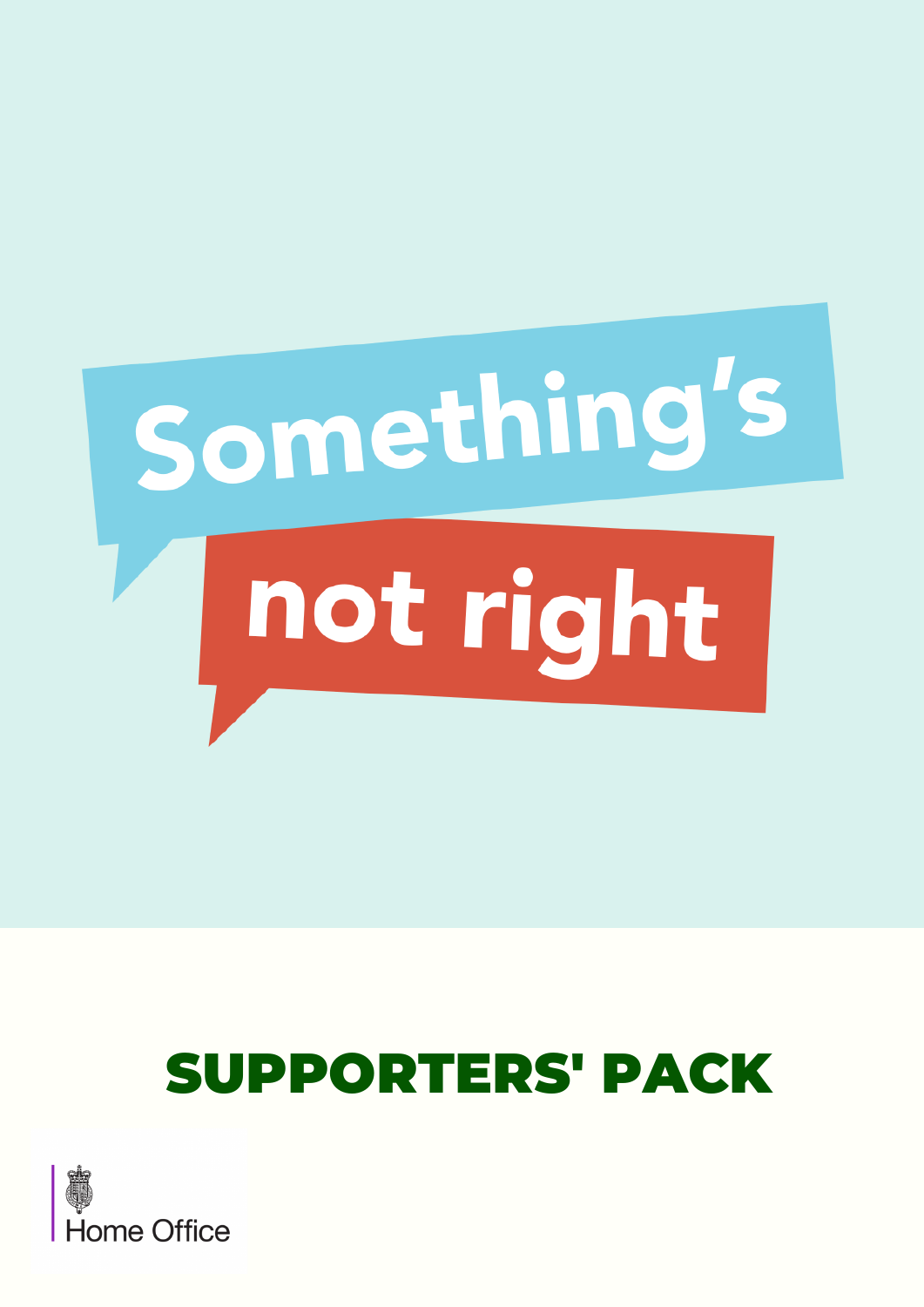# Something's not right

## SUPPORTERS' PACK

Home Office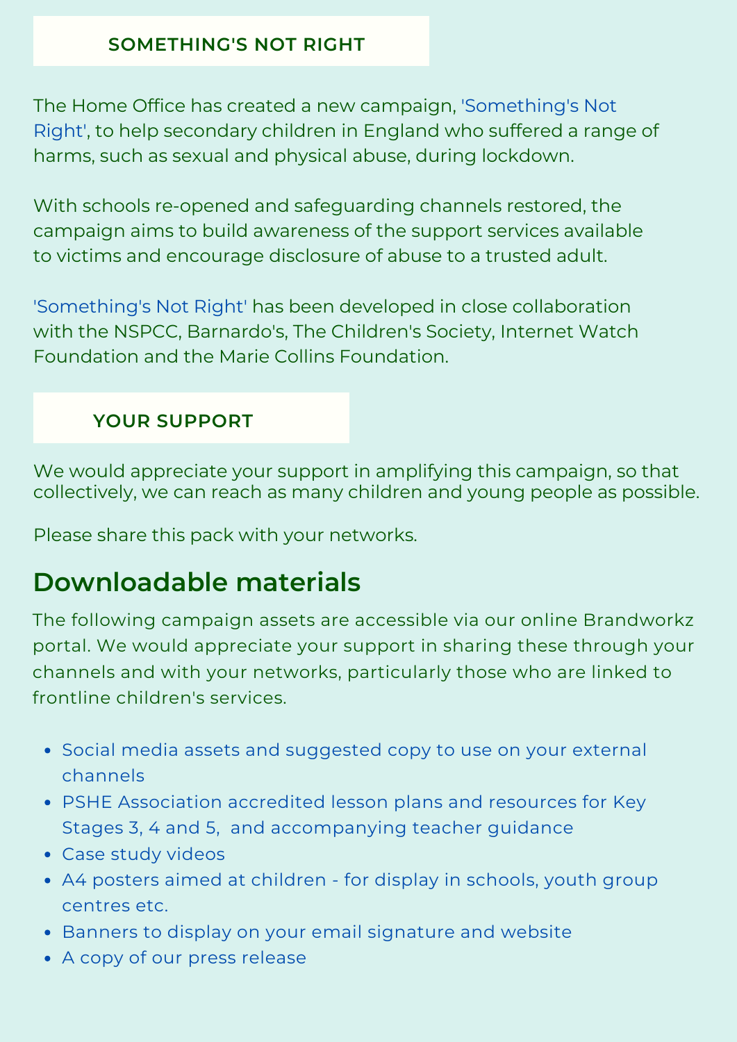## SOMETHING'S NOT RIGHT

The Home Office has created a new campaign, 'Something's Not Right', to help secondary children in England who suffered a range of harms, such as sexual and physical abuse, during lockdown.

With schools re-opened and safeguarding channels restored, the campaign aims to build awareness of the support services available to victims and encourage disclosure of abuse to a trusted adult.

'Something's Not Right' has been developed in close collaboration with the NSPCC, Barnardo's, The Children's Society, Internet Watch Foundation and the Marie Collins Foundation.

## YOUR SUPPORT

We would appreciate your support in amplifying this campaign, so that collectively, we can reach as many children and young people as possible.

Please share this pack with your networks.

## Downloadable materials

The following campaign assets are accessible via our online Brandworkz portal. We would appreciate your support in sharing these through your channels and with your networks, particularly those who are linked to frontline children's services.

- Social media assets and suggested copy to use on your external channels
- PSHE Association accredited lesson plans and resources for Key Stages 3, 4 and 5, and accompanying teacher guidance
- Case study videos
- A4 posters aimed at children - for display in schools, youth group centres etc.
- Banners to display on your email signature and website
- A copy of our press release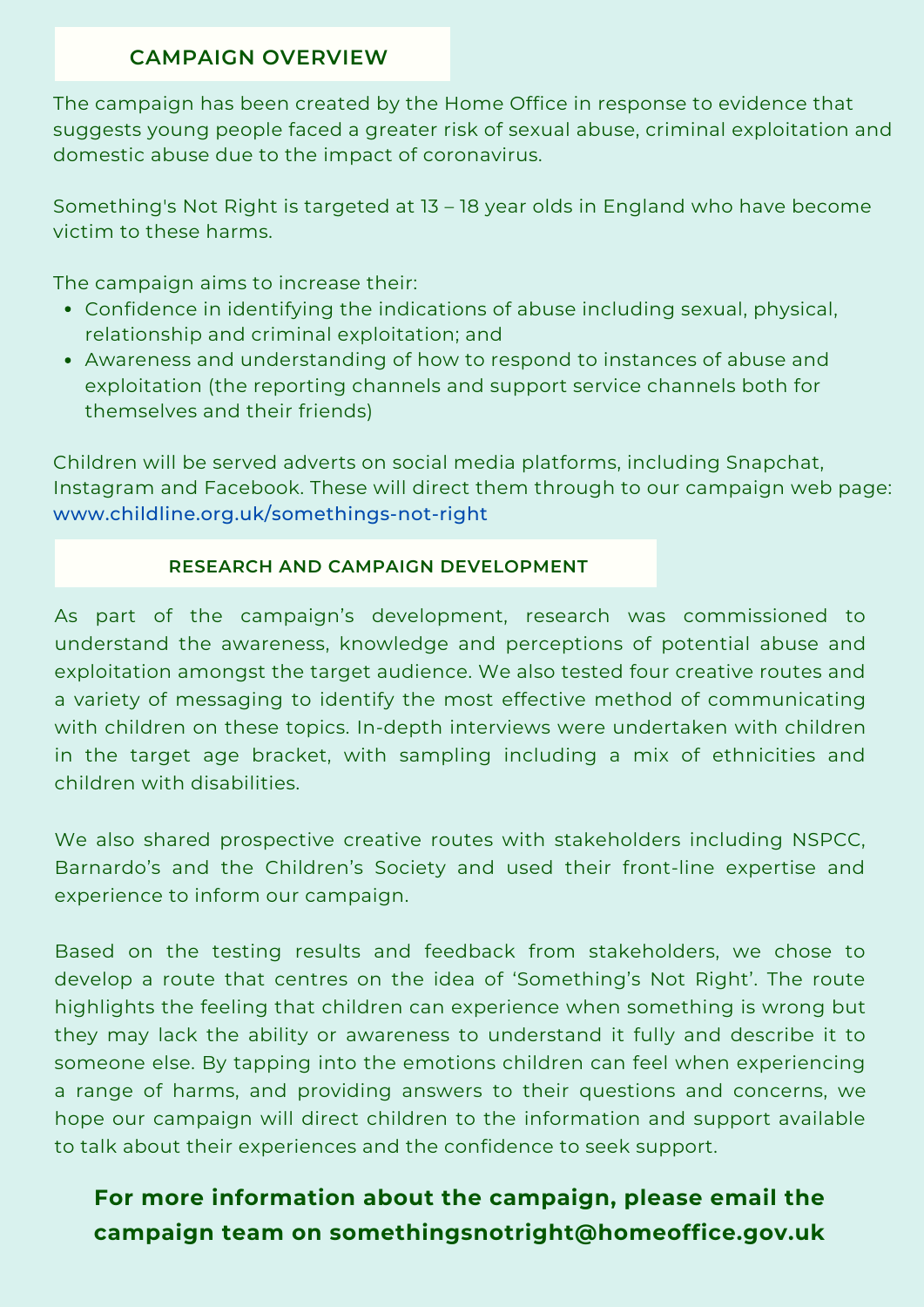## CAMPAIGN OVERVIEW

The campaign has been created by the Home Office in response to evidence that suggests young people faced a greater risk of sexual abuse, criminal exploitation and domestic abuse due to the impact of coronavirus.

Something's Not Right is targeted at 13 – 18 year olds in England who have become victim to these harms.

The campaign aims to increase their:

- Confidence in identifying the indications of abuse including sexual, physical, relationship and criminal exploitation; and
- Awareness and understanding of how to respond to instances of abuse and exploitation (the reporting channels and support service channels both for themselves and their friends)

Children will be served adverts on social media platforms, including Snapchat, Instagram and Facebook. These will direct them through to our campaign web page: www.childline.org.uk/somethings-not-right

## RESEARCH AND CAMPAIGN DEVELOPMENT

As part of the campaign's development, research was commissioned to understand the awareness, knowledge and perceptions of potential abuse and exploitation amongst the target audience. We also tested four creative routes and a variety of messaging to identify the most effective method of communicating with children on these topics. In-depth interviews were undertaken with children in the target age bracket, with sampling including a mix of ethnicities and children with disabilities.

We also shared prospective creative routes with stakeholders including NSPCC, Barnardo's and the Children's Society and used their front-line expertise and experience to inform our campaign.

Based on the testing results and feedback from stakeholders, we chose to develop a route that centres on the idea of 'Something's Not Right'. The route highlights the feeling that children can experience when something is wrong but they may lack the ability or awareness to understand it fully and describe it to someone else. By tapping into the emotions children can feel when experiencing a range of harms, and providing answers to their questions and concerns, we hope our campaign will direct children to the information and support available to talk about their experiences and the confidence to seek support.

**For more information about the campaign, please email the campaign team on somethingsnotright@homeoffice.gov.uk**